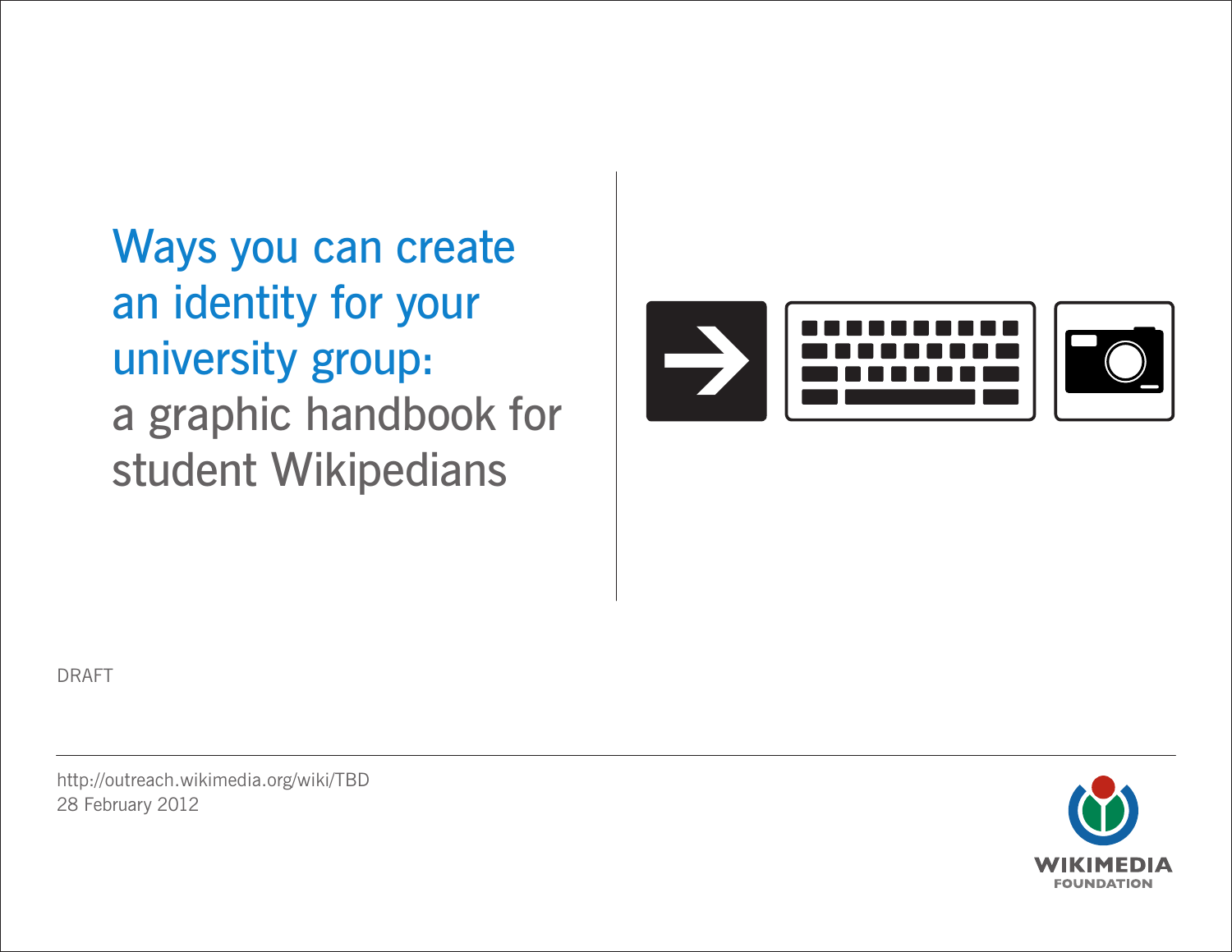# Ways you can create an identity for your university group:

## a graphic handbook for student Wikipedians

DRAFT

http://outreach.wikimedia.org/wiki/TBD
28 February 2012

WIKIMEDIA FOUNDATION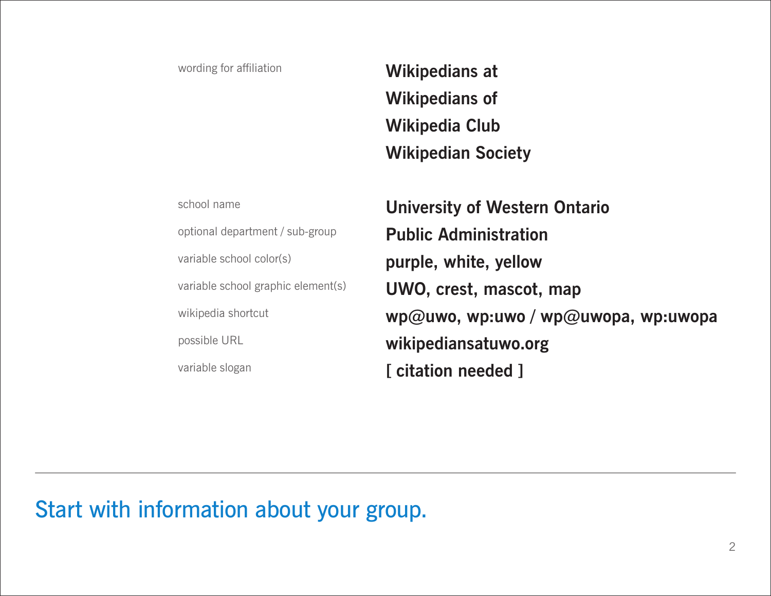| | |
|---|---|
| wording for affiliation | **Wikipedians at**<br>**Wikipedians of**<br>**Wikipedia Club**<br>**Wikipedian Society** |
| school name | **University of Western Ontario** |
| optional department / sub-group | **Public Administration** |
| variable school color(s) | **purple, white, yellow** |
| variable school graphic element(s) | **UWO, crest, mascot, map** |
| wikipedia shortcut | **wp@uwo, wp:uwo / wp@uwopa, wp:uwopa** |
| possible URL | **wikipediansatuwo.org** |
| variable slogan | **[ citation needed ]** |

---

## Start with information about your group.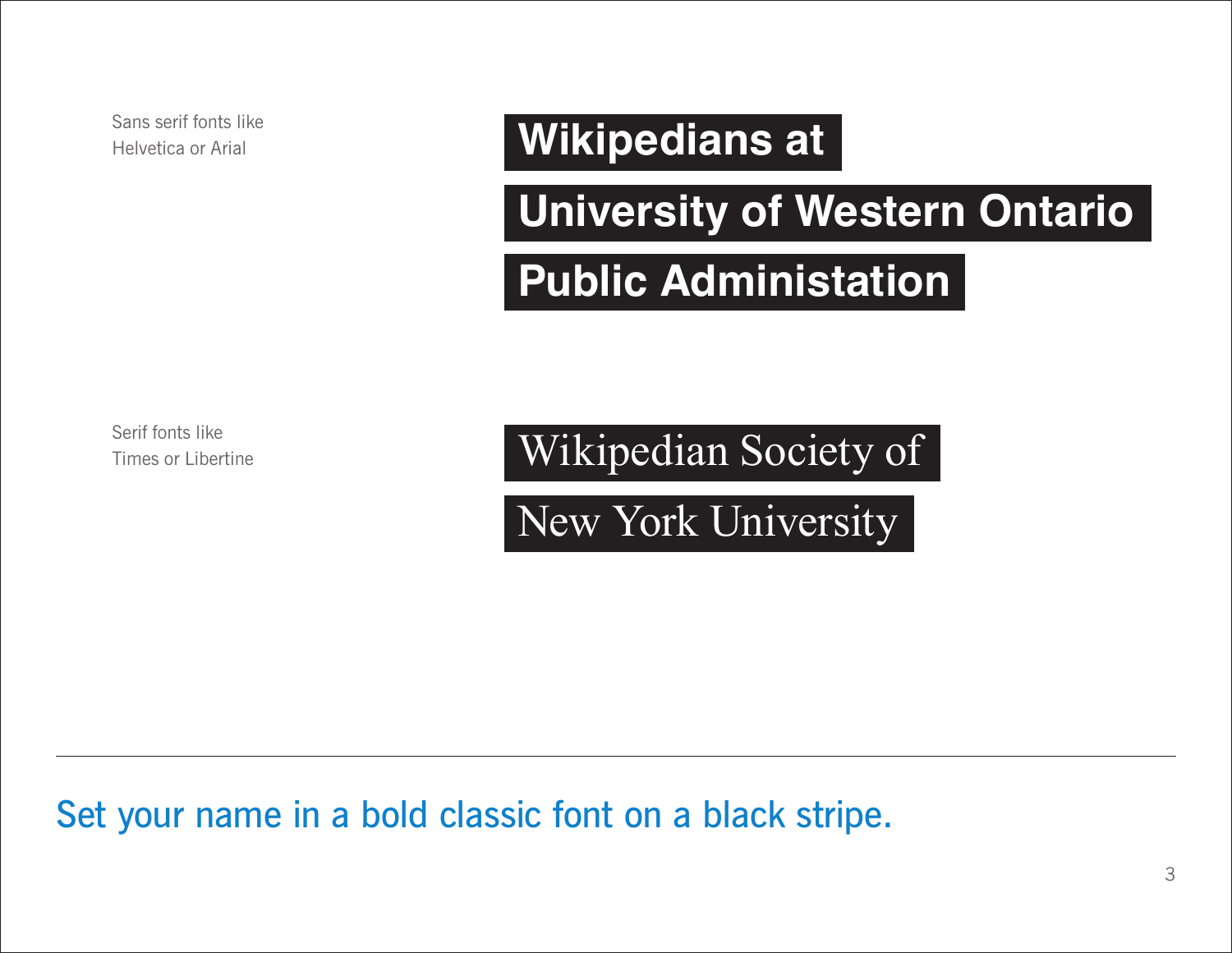Sans serif fonts like
Helvetica or Arial

**Wikipedians at**

**University of Western Ontario**

**Public Administation**

Serif fonts like
Times or Libertine

Wikipedian Society of

New York University

---

Set your name in a bold classic font on a black stripe.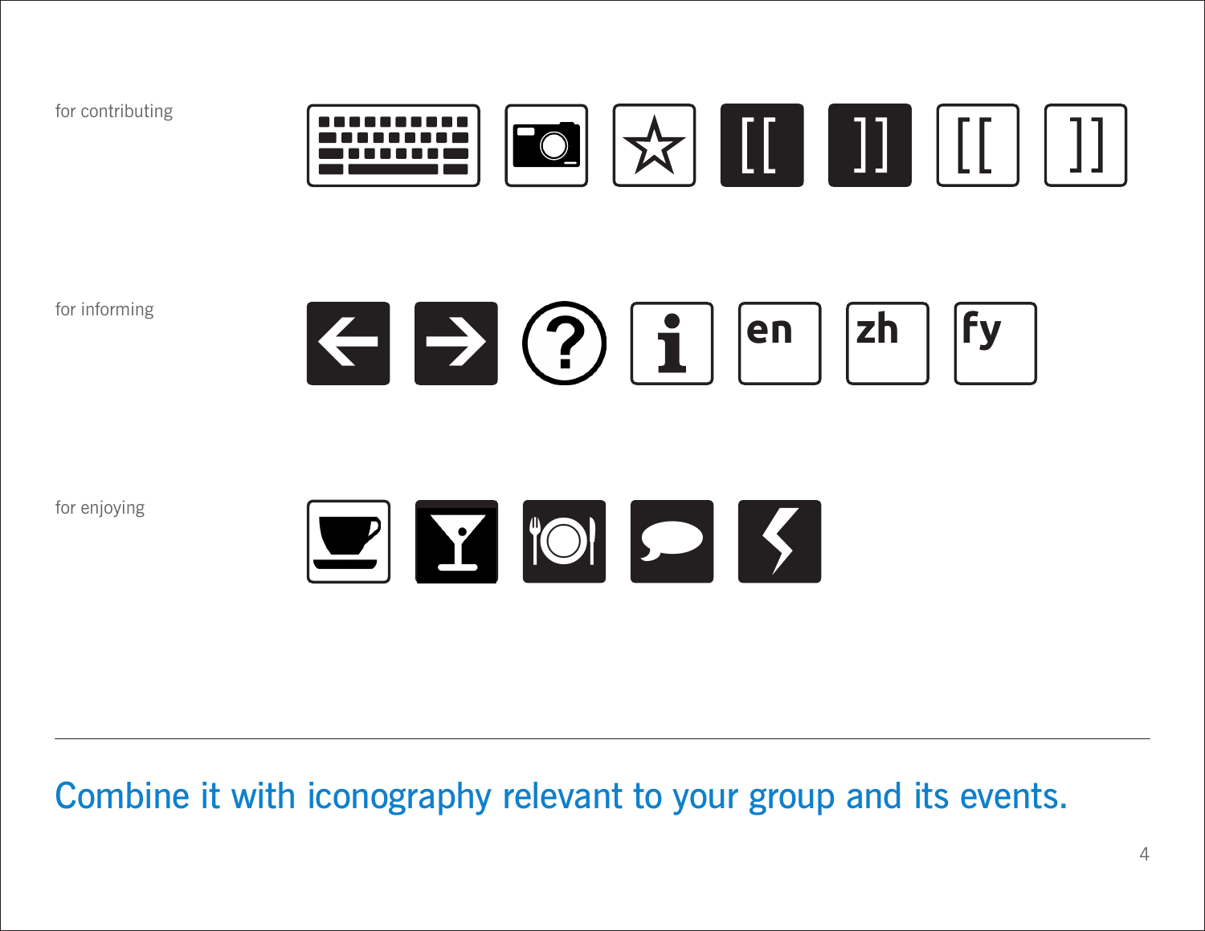for contributing

[[ ]] [[ ]]

for informing

en zh fy

for enjoying

---

Combine it with iconography relevant to your group and its events.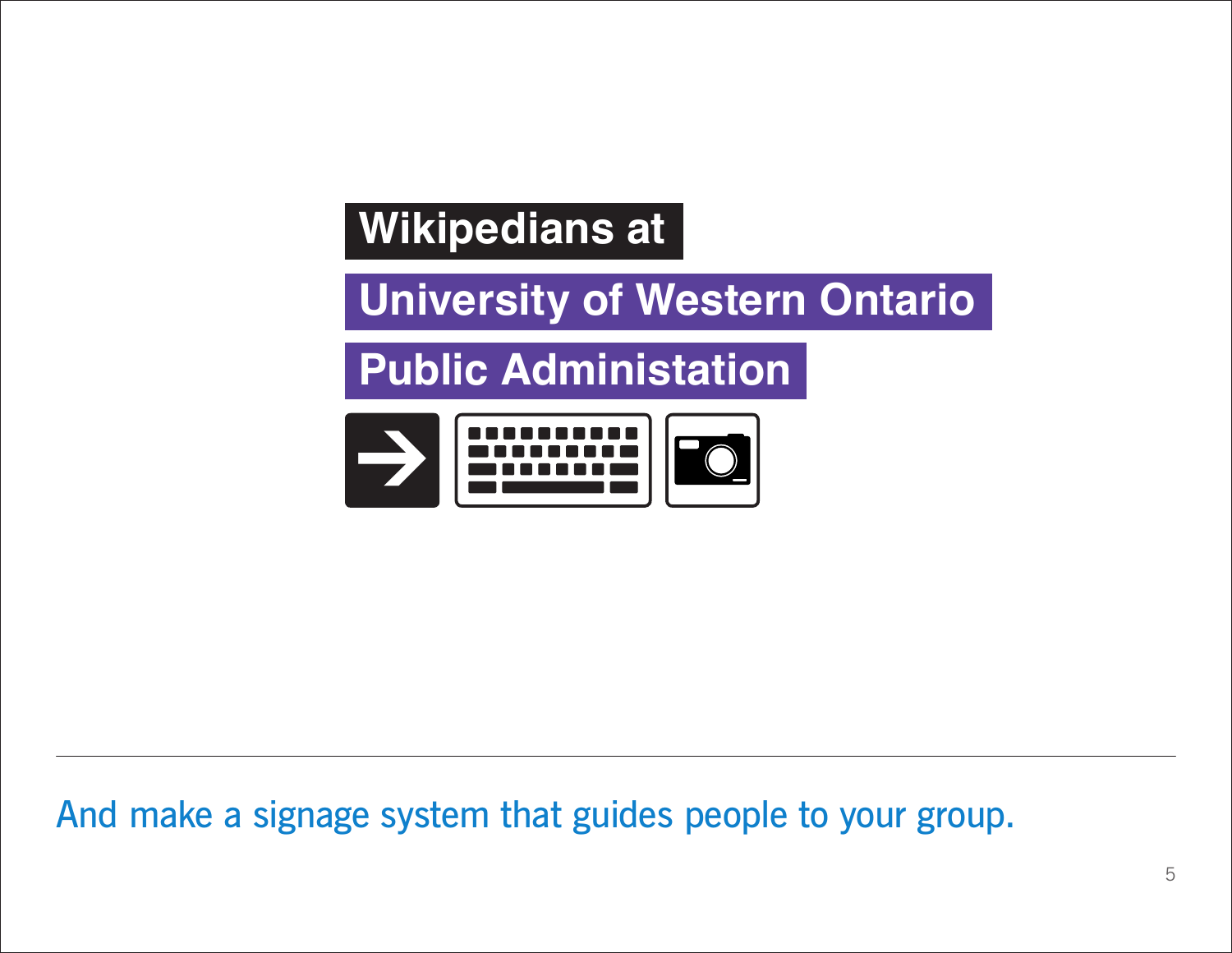Wikipedians at

University of Western Ontario

Public Administation

And make a signage system that guides people to your group.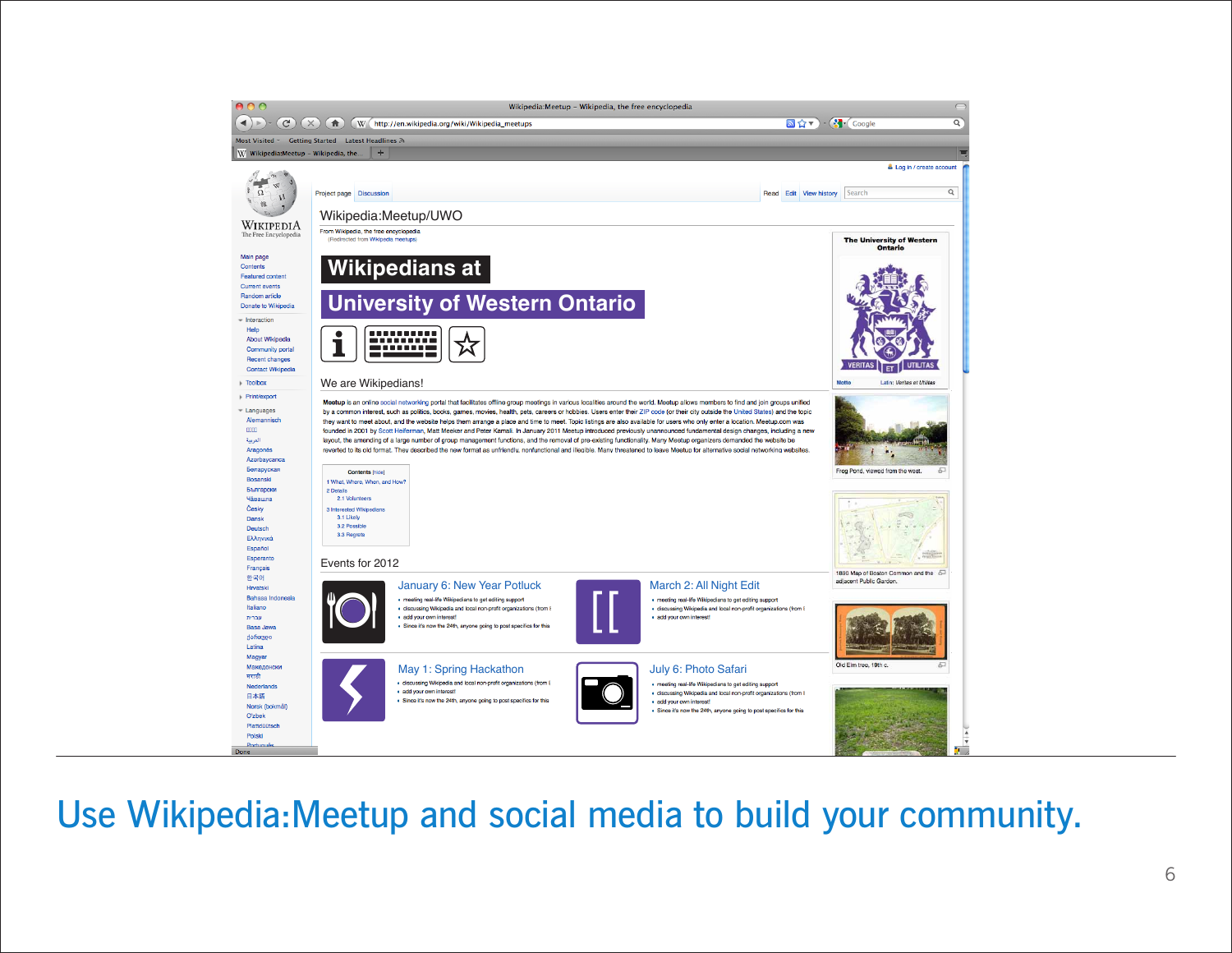Use Wikipedia:Meetup and social media to build your community.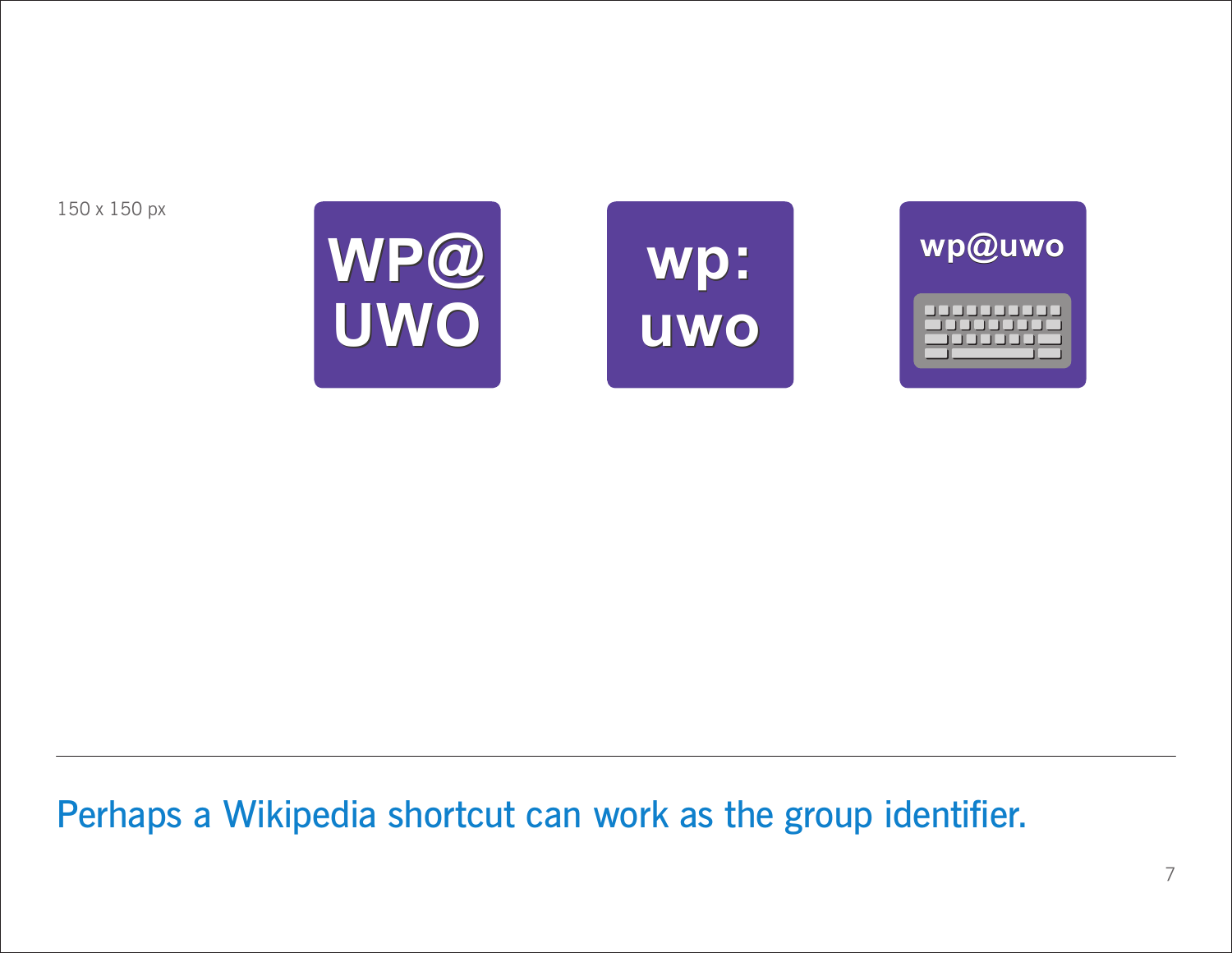150 x 150 px

WP@ UWO

wp: uwo

wp@uwo

Perhaps a Wikipedia shortcut can work as the group identifier.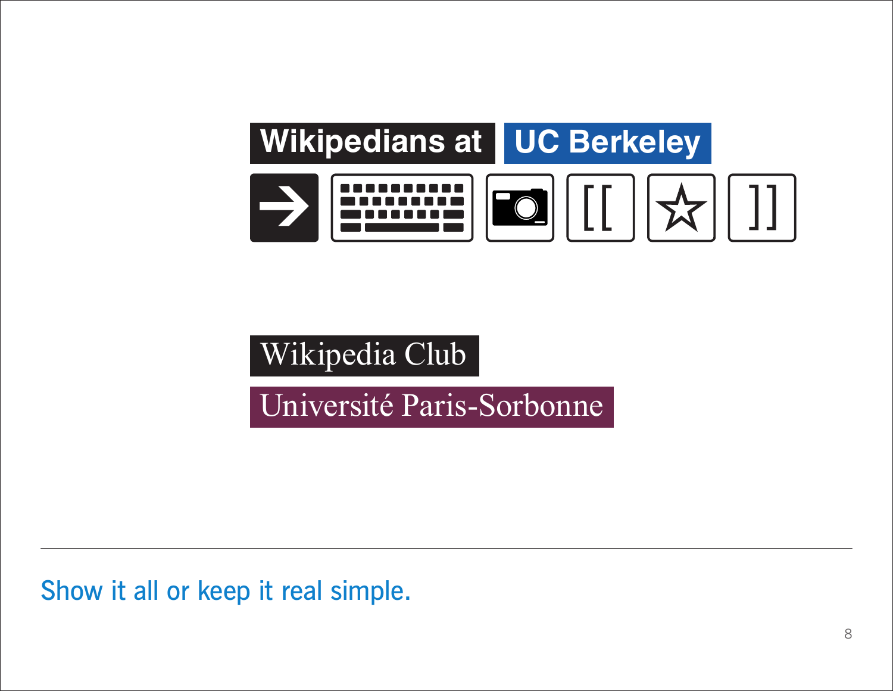Wikipedians at UC Berkeley

[[ ☆ ]]

Wikipedia Club

Université Paris-Sorbonne

Show it all or keep it real simple.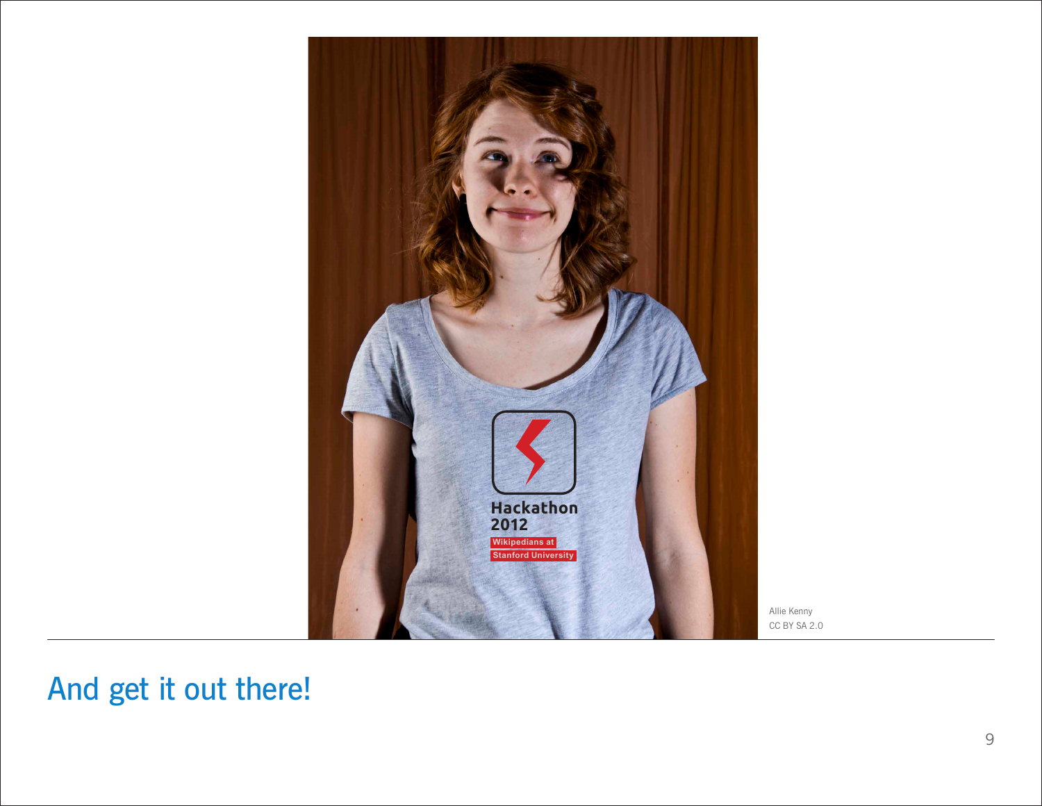Allie Kenny
CC BY SA 2.0

## And get it out there!